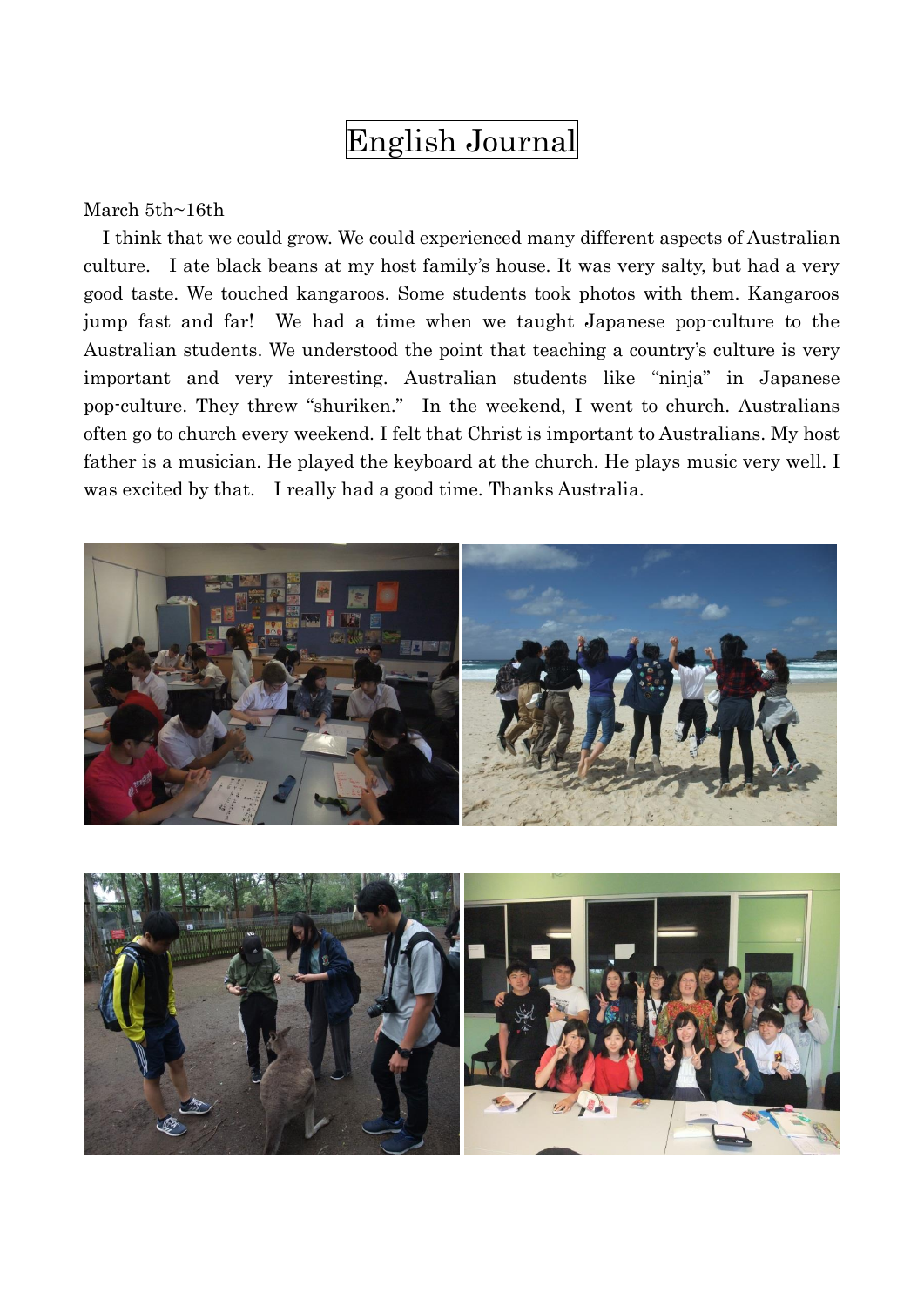# English Journal

<u>March 5th~16th</u>

I think that we could grow. We could experienced many different aspects of Australian culture. I ate black beans at my host family's house. It was very salty, but had a very good taste. We touched kangaroos. Some students took photos with them. Kangaroos jump fast and far! We had a time when we taught Japanese pop-culture to the Australian students. We understood the point that teaching a country's culture is very important and very interesting. Australian students like "ninja" in Japanese pop-culture. They threw "shuriken." In the weekend, I went to church. Australians often go to church every weekend. I felt that Christ is important to Australians. My host father is a musician. He played the keyboard at the church. He plays music very well. I was excited by that. I really had a good time. Thanks Australia.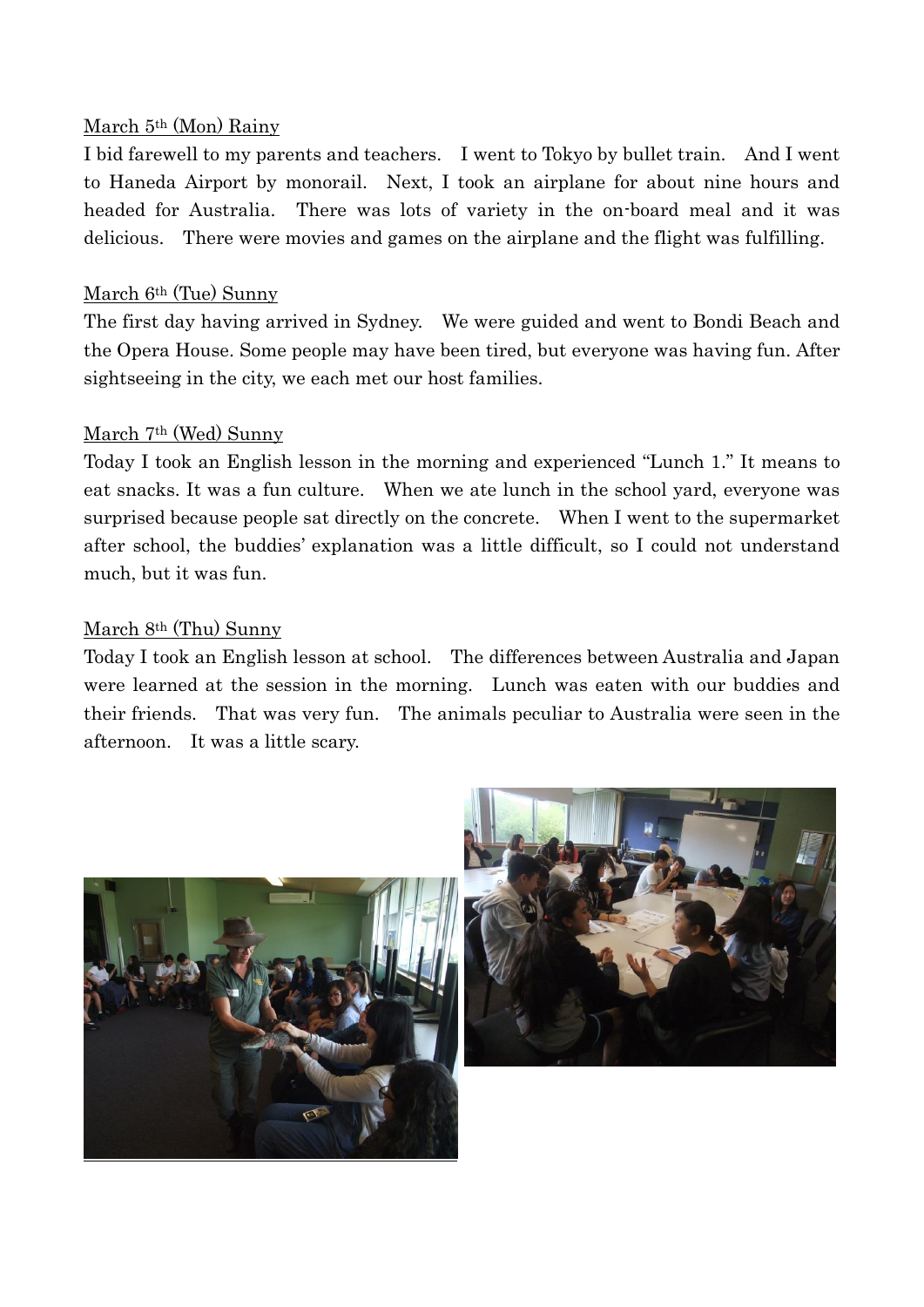<u>March 5th (Mon) Rainy</u>

I bid farewell to my parents and teachers. I went to Tokyo by bullet train. And I went to Haneda Airport by monorail. Next, I took an airplane for about nine hours and headed for Australia. There was lots of variety in the on-board meal and it was delicious. There were movies and games on the airplane and the flight was fulfilling.

<u>March 6th (Tue) Sunny</u>

The first day having arrived in Sydney. We were guided and went to Bondi Beach and the Opera House. Some people may have been tired, but everyone was having fun. After sightseeing in the city, we each met our host families.

<u>March 7th (Wed) Sunny</u>

Today I took an English lesson in the morning and experienced "Lunch 1." It means to eat snacks. It was a fun culture. When we ate lunch in the school yard, everyone was surprised because people sat directly on the concrete. When I went to the supermarket after school, the buddies' explanation was a little difficult, so I could not understand much, but it was fun.

<u>March 8th (Thu) Sunny</u>

Today I took an English lesson at school. The differences between Australia and Japan were learned at the session in the morning. Lunch was eaten with our buddies and their friends. That was very fun. The animals peculiar to Australia were seen in the afternoon. It was a little scary.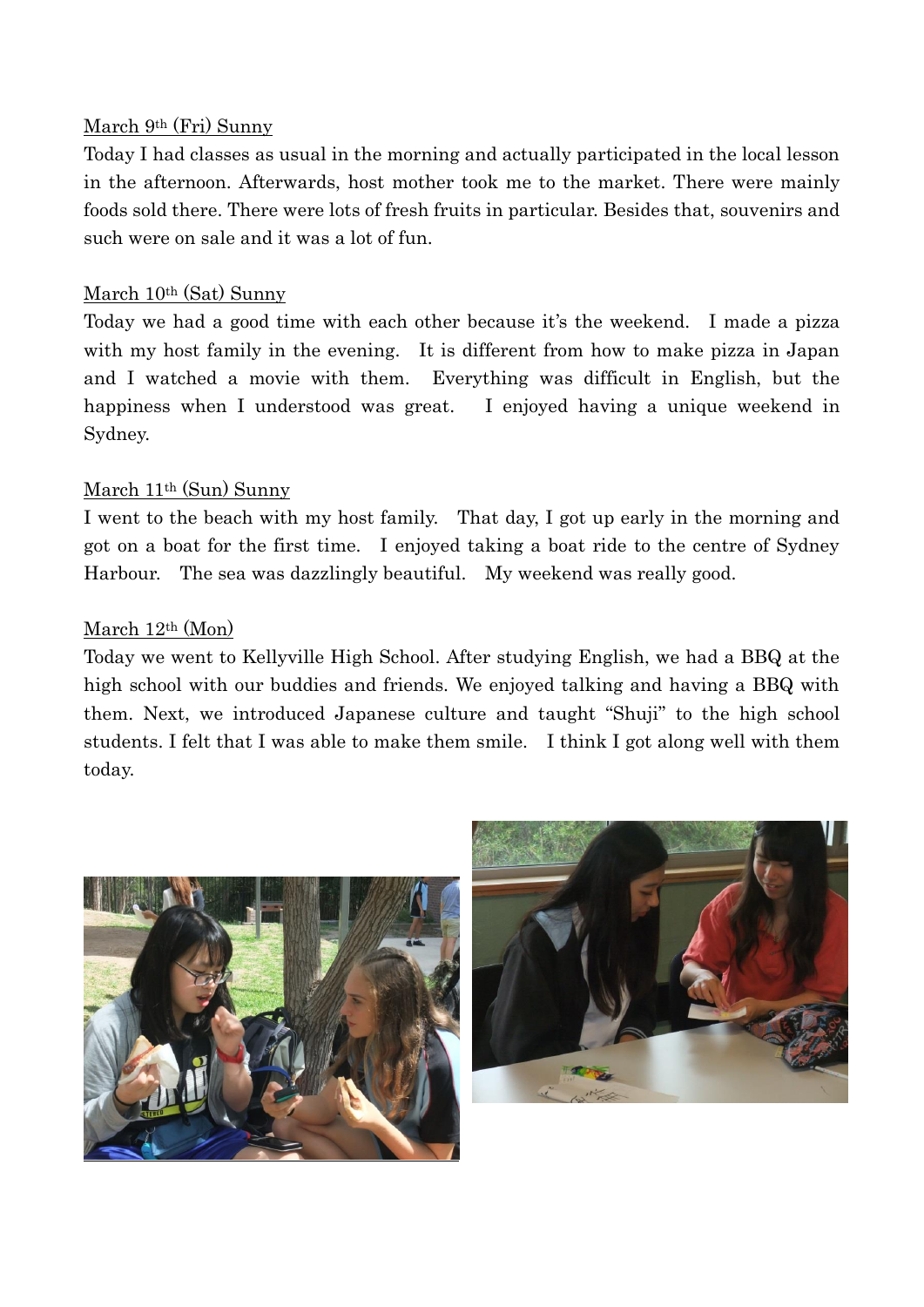March 9th (Fri) Sunny

Today I had classes as usual in the morning and actually participated in the local lesson in the afternoon. Afterwards, host mother took me to the market. There were mainly foods sold there. There were lots of fresh fruits in particular. Besides that, souvenirs and such were on sale and it was a lot of fun.

March 10th (Sat) Sunny

Today we had a good time with each other because it's the weekend. I made a pizza with my host family in the evening. It is different from how to make pizza in Japan and I watched a movie with them. Everything was difficult in English, but the happiness when I understood was great. I enjoyed having a unique weekend in Sydney.

March 11th (Sun) Sunny

I went to the beach with my host family. That day, I got up early in the morning and got on a boat for the first time. I enjoyed taking a boat ride to the centre of Sydney Harbour. The sea was dazzlingly beautiful. My weekend was really good.

March 12th (Mon)

Today we went to Kellyville High School. After studying English, we had a BBQ at the high school with our buddies and friends. We enjoyed talking and having a BBQ with them. Next, we introduced Japanese culture and taught "Shuji" to the high school students. I felt that I was able to make them smile. I think I got along well with them today.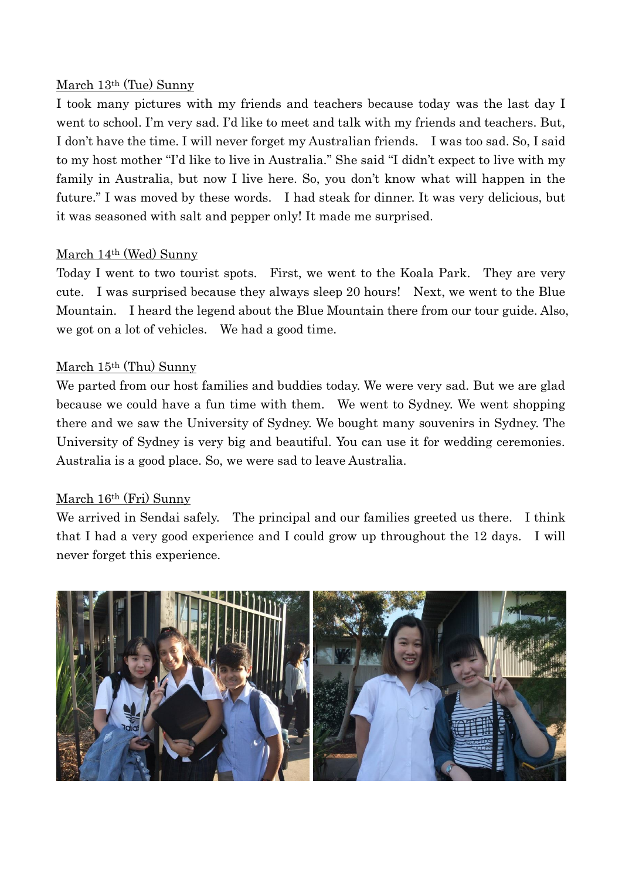March 13th (Tue) Sunny

I took many pictures with my friends and teachers because today was the last day I went to school. I'm very sad. I'd like to meet and talk with my friends and teachers. But, I don't have the time. I will never forget my Australian friends. I was too sad. So, I said to my host mother "I'd like to live in Australia." She said "I didn't expect to live with my family in Australia, but now I live here. So, you don't know what will happen in the future." I was moved by these words. I had steak for dinner. It was very delicious, but it was seasoned with salt and pepper only! It made me surprised.

March 14th (Wed) Sunny

Today I went to two tourist spots. First, we went to the Koala Park. They are very cute. I was surprised because they always sleep 20 hours! Next, we went to the Blue Mountain. I heard the legend about the Blue Mountain there from our tour guide. Also, we got on a lot of vehicles. We had a good time.

March 15th (Thu) Sunny

We parted from our host families and buddies today. We were very sad. But we are glad because we could have a fun time with them. We went to Sydney. We went shopping there and we saw the University of Sydney. We bought many souvenirs in Sydney. The University of Sydney is very big and beautiful. You can use it for wedding ceremonies. Australia is a good place. So, we were sad to leave Australia.

March 16th (Fri) Sunny

We arrived in Sendai safely. The principal and our families greeted us there. I think that I had a very good experience and I could grow up throughout the 12 days. I will never forget this experience.